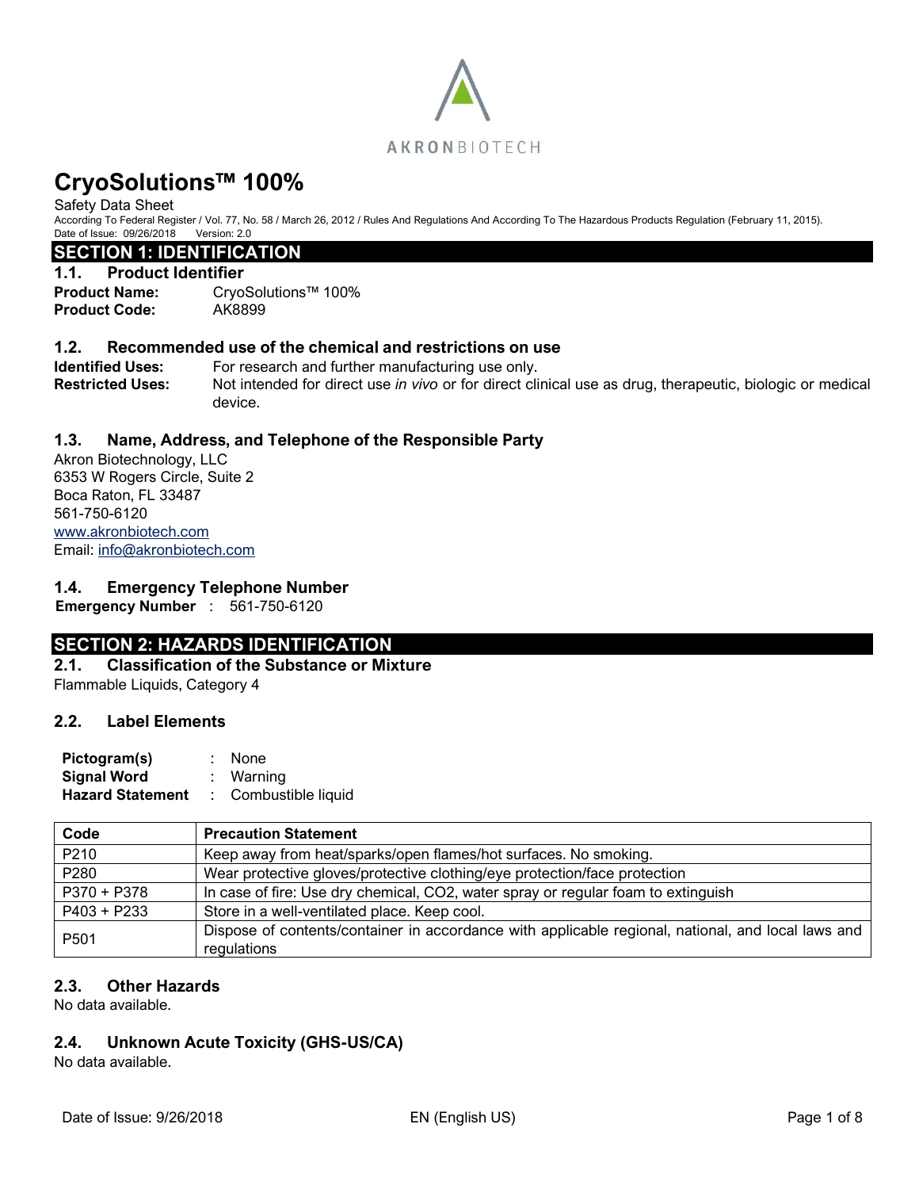AKRONBIOTECH

# CryoSolutions™ 100%

Safety Data Sheet

According To Federal Register / Vol. 77, No. 58 / March 26, 2012 / Rules And Regulations And According To The Hazardous Products Regulation (February 11, 2015).

Date of Issue: 09/26/2018 Version: 2.0

## SECTION 1: IDENTIFICATION

### 1.1. Product Identifier

**Product Name:** CryoSolutions™ 100%

**Product Code:** AK8899

### 1.2. Recommended use of the chemical and restrictions on use

**Identified Uses:** For research and further manufacturing use only.

**Restricted Uses:** Not intended for direct use *in vivo* or for direct clinical use as drug, therapeutic, biologic or medical device.

### 1.3. Name, Address, and Telephone of the Responsible Party

Akron Biotechnology, LLC
6353 W Rogers Circle, Suite 2
Boca Raton, FL 33487
561-750-6120
www.akronbiotech.com
Email: info@akronbiotech.com

### 1.4. Emergency Telephone Number

**Emergency Number** : 561-750-6120

## SECTION 2: HAZARDS IDENTIFICATION

### 2.1. Classification of the Substance or Mixture

Flammable Liquids, Category 4

### 2.2. Label Elements

**Pictogram(s)** : None

**Signal Word** : Warning

**Hazard Statement** : Combustible liquid

| Code | Precaution Statement |
|---|---|
| P210 | Keep away from heat/sparks/open flames/hot surfaces. No smoking. |
| P280 | Wear protective gloves/protective clothing/eye protection/face protection |
| P370 + P378 | In case of fire: Use dry chemical, CO2, water spray or regular foam to extinguish |
| P403 + P233 | Store in a well-ventilated place. Keep cool. |
| P501 | Dispose of contents/container in accordance with applicable regional, national, and local laws and regulations |

### 2.3. Other Hazards

No data available.

### 2.4. Unknown Acute Toxicity (GHS-US/CA)

No data available.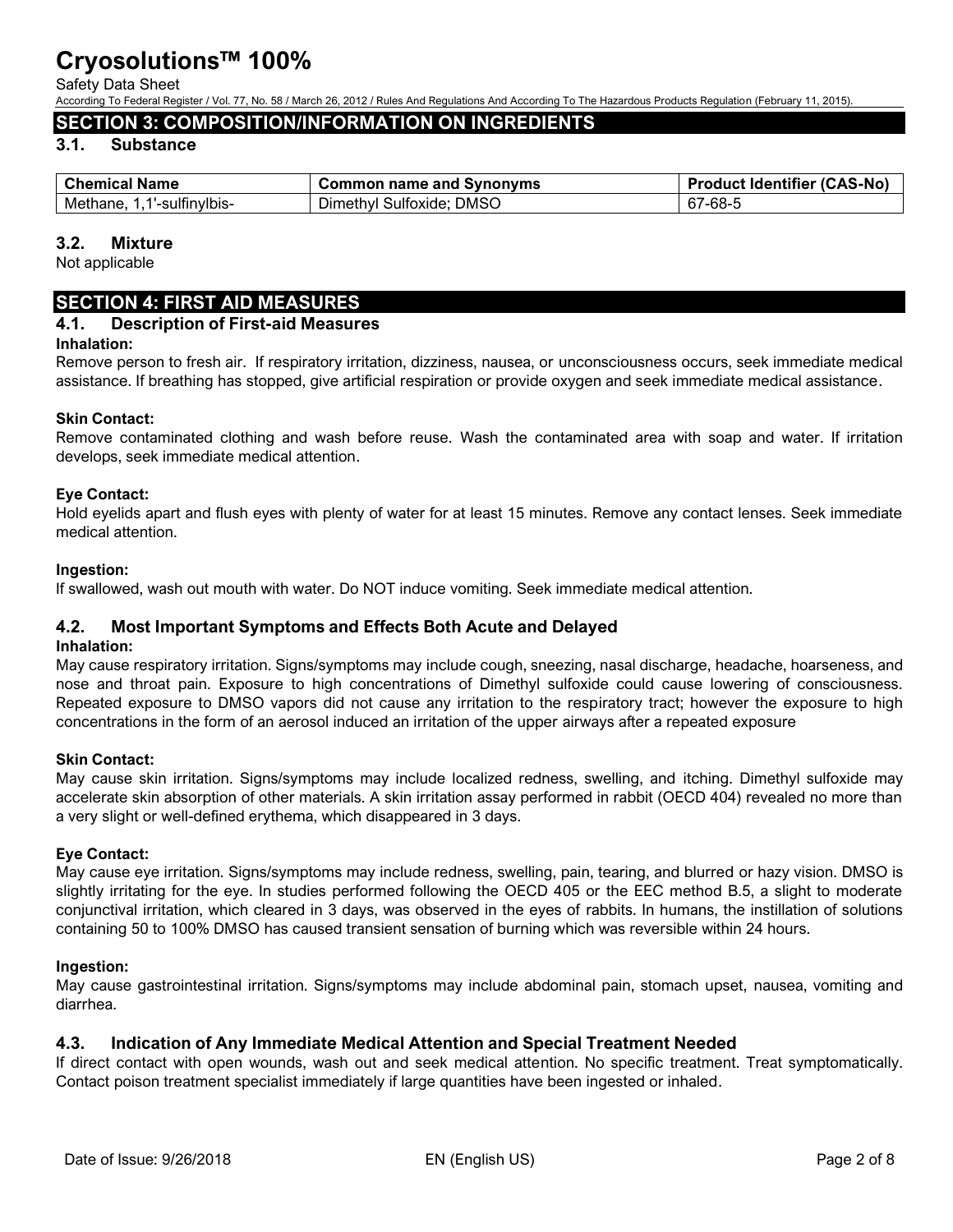## SECTION 3: COMPOSITION/INFORMATION ON INGREDIENTS

### 3.1. Substance

| Chemical Name | Common name and Synonyms | Product Identifier (CAS-No) |
|---|---|---|
| Methane, 1,1'-sulfinylbis- | Dimethyl Sulfoxide; DMSO | 67-68-5 |

### 3.2. Mixture

Not applicable

## SECTION 4: FIRST AID MEASURES

### 4.1. Description of First-aid Measures

**Inhalation:**
Remove person to fresh air. If respiratory irritation, dizziness, nausea, or unconsciousness occurs, seek immediate medical assistance. If breathing has stopped, give artificial respiration or provide oxygen and seek immediate medical assistance.

**Skin Contact:**
Remove contaminated clothing and wash before reuse. Wash the contaminated area with soap and water. If irritation develops, seek immediate medical attention.

**Eye Contact:**
Hold eyelids apart and flush eyes with plenty of water for at least 15 minutes. Remove any contact lenses. Seek immediate medical attention.

**Ingestion:**
If swallowed, wash out mouth with water. Do NOT induce vomiting. Seek immediate medical attention.

### 4.2. Most Important Symptoms and Effects Both Acute and Delayed

**Inhalation:**
May cause respiratory irritation. Signs/symptoms may include cough, sneezing, nasal discharge, headache, hoarseness, and nose and throat pain. Exposure to high concentrations of Dimethyl sulfoxide could cause lowering of consciousness. Repeated exposure to DMSO vapors did not cause any irritation to the respiratory tract; however the exposure to high concentrations in the form of an aerosol induced an irritation of the upper airways after a repeated exposure

**Skin Contact:**
May cause skin irritation. Signs/symptoms may include localized redness, swelling, and itching. Dimethyl sulfoxide may accelerate skin absorption of other materials. A skin irritation assay performed in rabbit (OECD 404) revealed no more than a very slight or well-defined erythema, which disappeared in 3 days.

**Eye Contact:**
May cause eye irritation. Signs/symptoms may include redness, swelling, pain, tearing, and blurred or hazy vision. DMSO is slightly irritating for the eye. In studies performed following the OECD 405 or the EEC method B.5, a slight to moderate conjunctival irritation, which cleared in 3 days, was observed in the eyes of rabbits. In humans, the instillation of solutions containing 50 to 100% DMSO has caused transient sensation of burning which was reversible within 24 hours.

**Ingestion:**
May cause gastrointestinal irritation. Signs/symptoms may include abdominal pain, stomach upset, nausea, vomiting and diarrhea.

### 4.3. Indication of Any Immediate Medical Attention and Special Treatment Needed

If direct contact with open wounds, wash out and seek medical attention. No specific treatment. Treat symptomatically. Contact poison treatment specialist immediately if large quantities have been ingested or inhaled.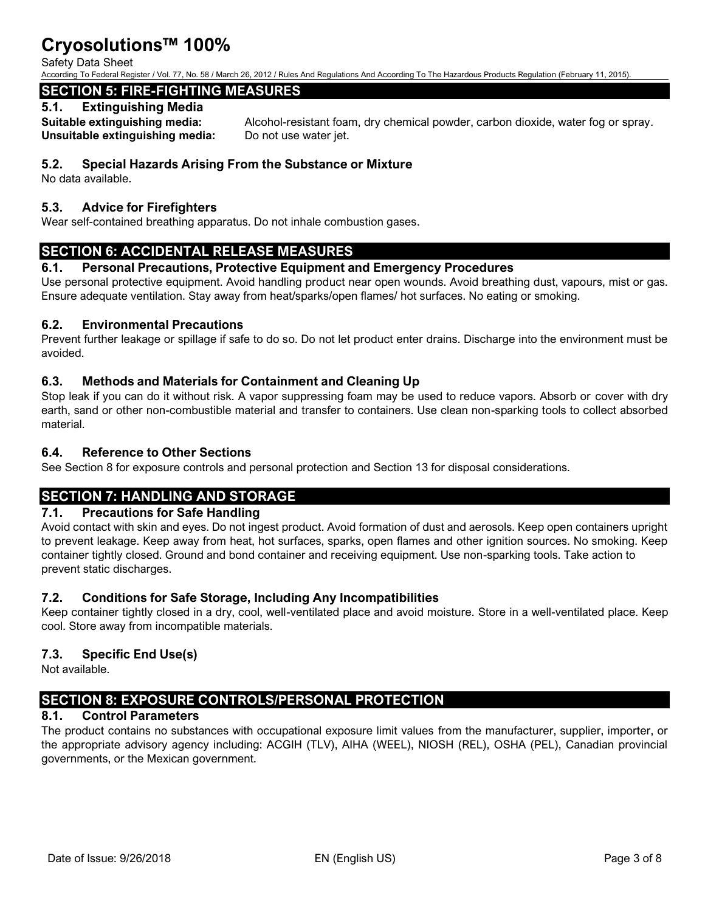## SECTION 5: FIRE-FIGHTING MEASURES

### 5.1. Extinguishing Media

**Suitable extinguishing media:** Alcohol-resistant foam, dry chemical powder, carbon dioxide, water fog or spray.

**Unsuitable extinguishing media:** Do not use water jet.

### 5.2. Special Hazards Arising From the Substance or Mixture

No data available.

### 5.3. Advice for Firefighters

Wear self-contained breathing apparatus. Do not inhale combustion gases.

## SECTION 6: ACCIDENTAL RELEASE MEASURES

### 6.1. Personal Precautions, Protective Equipment and Emergency Procedures

Use personal protective equipment. Avoid handling product near open wounds. Avoid breathing dust, vapours, mist or gas. Ensure adequate ventilation. Stay away from heat/sparks/open flames/ hot surfaces. No eating or smoking.

### 6.2. Environmental Precautions

Prevent further leakage or spillage if safe to do so. Do not let product enter drains. Discharge into the environment must be avoided.

### 6.3. Methods and Materials for Containment and Cleaning Up

Stop leak if you can do it without risk. A vapor suppressing foam may be used to reduce vapors. Absorb or cover with dry earth, sand or other non-combustible material and transfer to containers. Use clean non-sparking tools to collect absorbed material.

### 6.4. Reference to Other Sections

See Section 8 for exposure controls and personal protection and Section 13 for disposal considerations.

## SECTION 7: HANDLING AND STORAGE

### 7.1. Precautions for Safe Handling

Avoid contact with skin and eyes. Do not ingest product. Avoid formation of dust and aerosols. Keep open containers upright to prevent leakage. Keep away from heat, hot surfaces, sparks, open flames and other ignition sources. No smoking. Keep container tightly closed. Ground and bond container and receiving equipment. Use non-sparking tools. Take action to prevent static discharges.

### 7.2. Conditions for Safe Storage, Including Any Incompatibilities

Keep container tightly closed in a dry, cool, well-ventilated place and avoid moisture. Store in a well-ventilated place. Keep cool. Store away from incompatible materials.

### 7.3. Specific End Use(s)

Not available.

## SECTION 8: EXPOSURE CONTROLS/PERSONAL PROTECTION

### 8.1. Control Parameters

The product contains no substances with occupational exposure limit values from the manufacturer, supplier, importer, or the appropriate advisory agency including: ACGIH (TLV), AIHA (WEEL), NIOSH (REL), OSHA (PEL), Canadian provincial governments, or the Mexican government.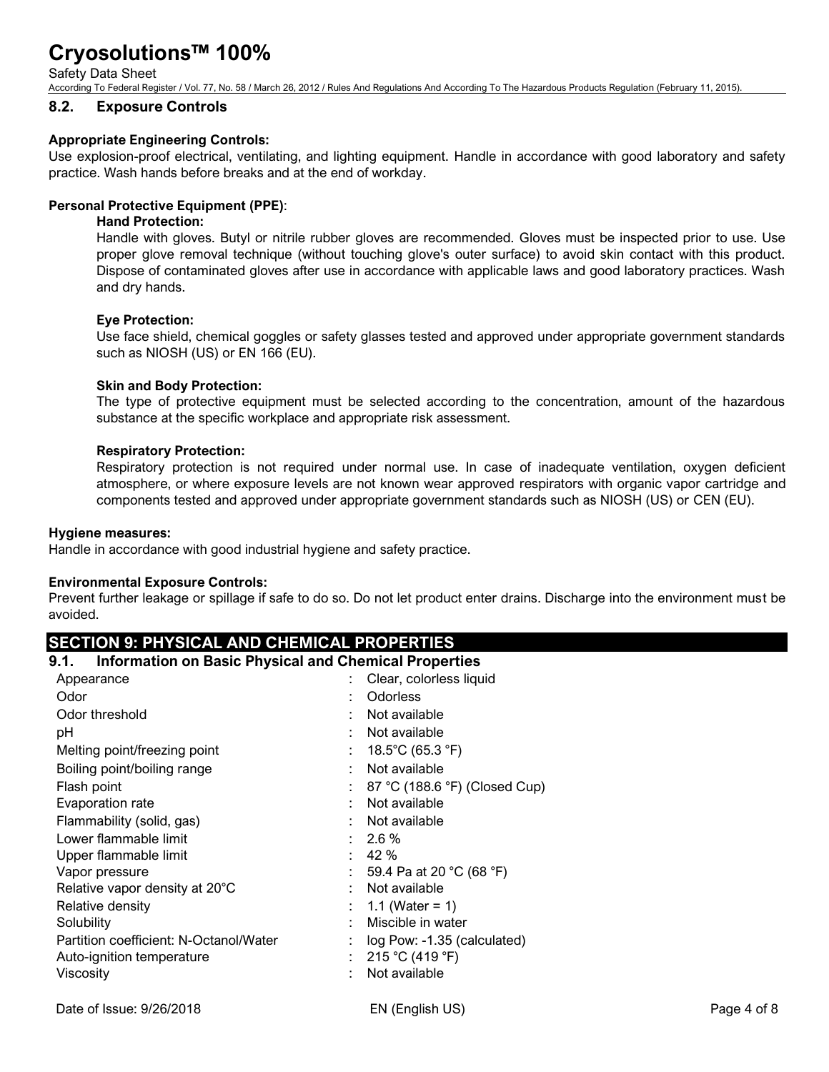## 8.2. Exposure Controls

**Appropriate Engineering Controls:**
Use explosion-proof electrical, ventilating, and lighting equipment. Handle in accordance with good laboratory and safety practice. Wash hands before breaks and at the end of workday.

**Personal Protective Equipment (PPE)**:

**Hand Protection:**
Handle with gloves. Butyl or nitrile rubber gloves are recommended. Gloves must be inspected prior to use. Use proper glove removal technique (without touching glove's outer surface) to avoid skin contact with this product. Dispose of contaminated gloves after use in accordance with applicable laws and good laboratory practices. Wash and dry hands.

**Eye Protection:**
Use face shield, chemical goggles or safety glasses tested and approved under appropriate government standards such as NIOSH (US) or EN 166 (EU).

**Skin and Body Protection:**
The type of protective equipment must be selected according to the concentration, amount of the hazardous substance at the specific workplace and appropriate risk assessment.

**Respiratory Protection:**
Respiratory protection is not required under normal use. In case of inadequate ventilation, oxygen deficient atmosphere, or where exposure levels are not known wear approved respirators with organic vapor cartridge and components tested and approved under appropriate government standards such as NIOSH (US) or CEN (EU).

**Hygiene measures:**
Handle in accordance with good industrial hygiene and safety practice.

**Environmental Exposure Controls:**
Prevent further leakage or spillage if safe to do so. Do not let product enter drains. Discharge into the environment must be avoided.

# SECTION 9: PHYSICAL AND CHEMICAL PROPERTIES

## 9.1. Information on Basic Physical and Chemical Properties

| | |
|---|---|
| Appearance | : Clear, colorless liquid |
| Odor | : Odorless |
| Odor threshold | : Not available |
| pH | : Not available |
| Melting point/freezing point | : 18.5°C (65.3 °F) |
| Boiling point/boiling range | : Not available |
| Flash point | : 87 °C (188.6 °F) (Closed Cup) |
| Evaporation rate | : Not available |
| Flammability (solid, gas) | : Not available |
| Lower flammable limit | : 2.6 % |
| Upper flammable limit | : 42 % |
| Vapor pressure | : 59.4 Pa at 20 °C (68 °F) |
| Relative vapor density at 20°C | : Not available |
| Relative density | : 1.1 (Water = 1) |
| Solubility | : Miscible in water |
| Partition coefficient: N-Octanol/Water | : log Pow: -1.35 (calculated) |
| Auto-ignition temperature | : 215 °C (419 °F) |
| Viscosity | : Not available |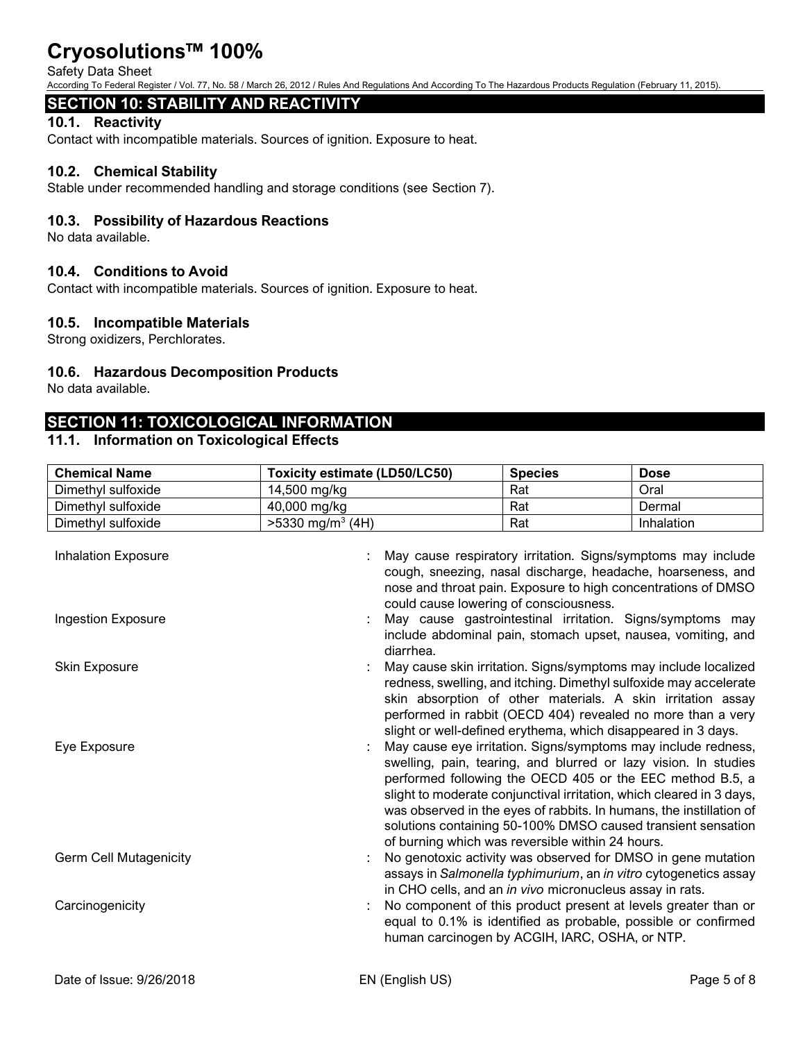## SECTION 10: STABILITY AND REACTIVITY

### 10.1. Reactivity

Contact with incompatible materials. Sources of ignition. Exposure to heat.

### 10.2. Chemical Stability

Stable under recommended handling and storage conditions (see Section 7).

### 10.3. Possibility of Hazardous Reactions

No data available.

### 10.4. Conditions to Avoid

Contact with incompatible materials. Sources of ignition. Exposure to heat.

### 10.5. Incompatible Materials

Strong oxidizers, Perchlorates.

### 10.6. Hazardous Decomposition Products

No data available.

## SECTION 11: TOXICOLOGICAL INFORMATION

### 11.1. Information on Toxicological Effects

| Chemical Name | Toxicity estimate (LD50/LC50) | Species | Dose |
|---|---|---|---|
| Dimethyl sulfoxide | 14,500 mg/kg | Rat | Oral |
| Dimethyl sulfoxide | 40,000 mg/kg | Rat | Dermal |
| Dimethyl sulfoxide | >5330 mg/m$^3$ (4H) | Rat | Inhalation |

**Inhalation Exposure** : May cause respiratory irritation. Signs/symptoms may include cough, sneezing, nasal discharge, headache, hoarseness, and nose and throat pain. Exposure to high concentrations of DMSO could cause lowering of consciousness.

**Ingestion Exposure** : May cause gastrointestinal irritation. Signs/symptoms may include abdominal pain, stomach upset, nausea, vomiting, and diarrhea.

**Skin Exposure** : May cause skin irritation. Signs/symptoms may include localized redness, swelling, and itching. Dimethyl sulfoxide may accelerate skin absorption of other materials. A skin irritation assay performed in rabbit (OECD 404) revealed no more than a very slight or well-defined erythema, which disappeared in 3 days.

**Eye Exposure** : May cause eye irritation. Signs/symptoms may include redness, swelling, pain, tearing, and blurred or lazy vision. In studies performed following the OECD 405 or the EEC method B.5, a slight to moderate conjunctival irritation, which cleared in 3 days, was observed in the eyes of rabbits. In humans, the instillation of solutions containing 50-100% DMSO caused transient sensation of burning which was reversible within 24 hours.

**Germ Cell Mutagenicity** : No genotoxic activity was observed for DMSO in gene mutation assays in *Salmonella typhimurium*, an *in vitro* cytogenetics assay in CHO cells, and an *in vivo* micronucleus assay in rats.

**Carcinogenicity** : No component of this product present at levels greater than or equal to 0.1% is identified as probable, possible or confirmed human carcinogen by ACGIH, IARC, OSHA, or NTP.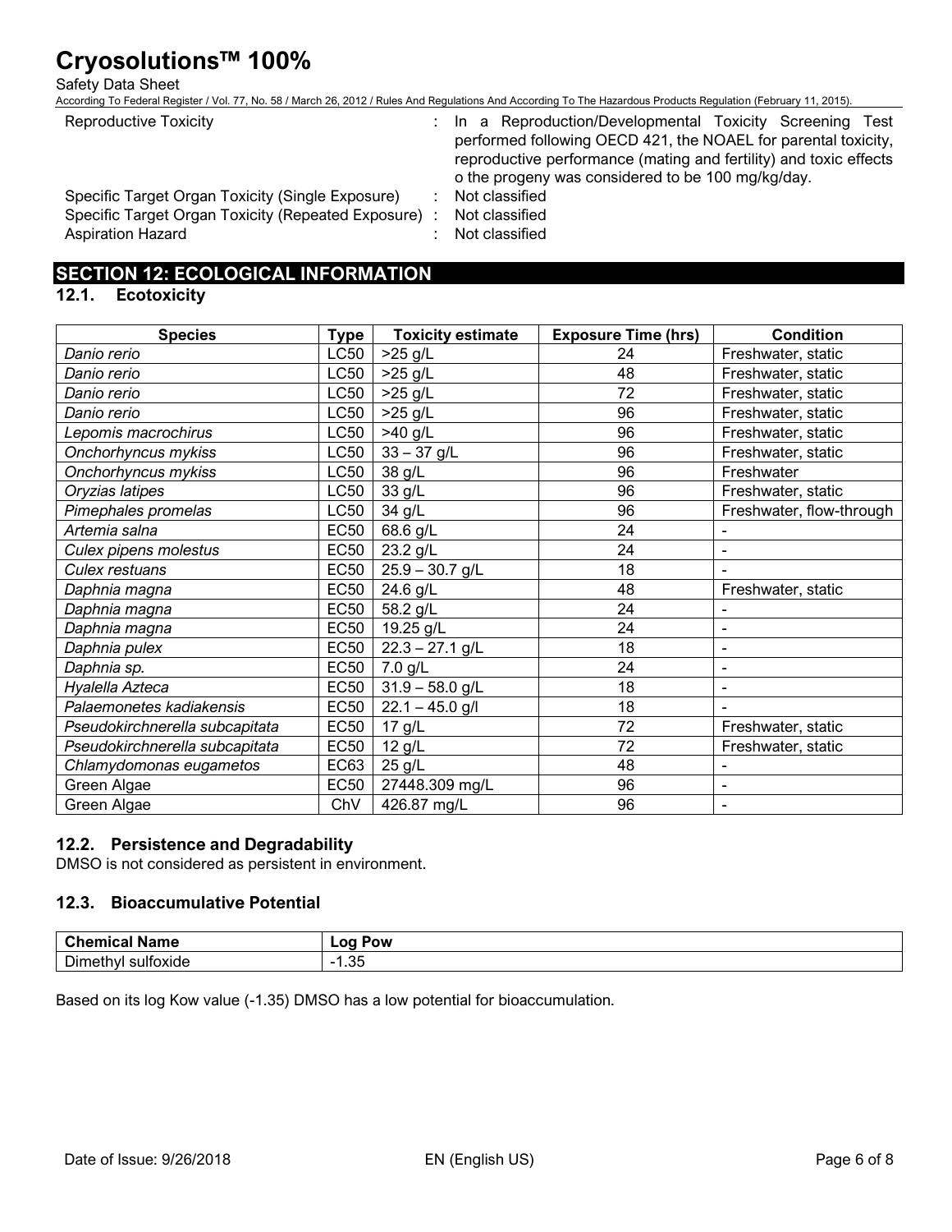Reproductive Toxicity : In a Reproduction/Developmental Toxicity Screening Test performed following OECD 421, the NOAEL for parental toxicity, reproductive performance (mating and fertility) and toxic effects o the progeny was considered to be 100 mg/kg/day.

Specific Target Organ Toxicity (Single Exposure) : Not classified

Specific Target Organ Toxicity (Repeated Exposure) : Not classified

Aspiration Hazard : Not classified

## SECTION 12: ECOLOGICAL INFORMATION

### 12.1. Ecotoxicity

| Species | Type | Toxicity estimate | Exposure Time (hrs) | Condition |
|---|---|---|---|---|
| *Danio rerio* | LC50 | >25 g/L | 24 | Freshwater, static |
| *Danio rerio* | LC50 | >25 g/L | 48 | Freshwater, static |
| *Danio rerio* | LC50 | >25 g/L | 72 | Freshwater, static |
| *Danio rerio* | LC50 | >25 g/L | 96 | Freshwater, static |
| *Lepomis macrochirus* | LC50 | >40 g/L | 96 | Freshwater, static |
| *Onchorhyncus mykiss* | LC50 | 33 – 37 g/L | 96 | Freshwater, static |
| *Onchorhyncus mykiss* | LC50 | 38 g/L | 96 | Freshwater |
| *Oryzias latipes* | LC50 | 33 g/L | 96 | Freshwater, static |
| *Pimephales promelas* | LC50 | 34 g/L | 96 | Freshwater, flow-through |
| *Artemia salna* | EC50 | 68.6 g/L | 24 | - |
| *Culex pipens molestus* | EC50 | 23.2 g/L | 24 | - |
| *Culex restuans* | EC50 | 25.9 – 30.7 g/L | 18 | - |
| *Daphnia magna* | EC50 | 24.6 g/L | 48 | Freshwater, static |
| *Daphnia magna* | EC50 | 58.2 g/L | 24 | - |
| *Daphnia magna* | EC50 | 19.25 g/L | 24 | - |
| *Daphnia pulex* | EC50 | 22.3 – 27.1 g/L | 18 | - |
| *Daphnia sp.* | EC50 | 7.0 g/L | 24 | - |
| *Hyalella Azteca* | EC50 | 31.9 – 58.0 g/L | 18 | - |
| *Palaemonetes kadiakensis* | EC50 | 22.1 – 45.0 g/l | 18 | - |
| *Pseudokirchnerella subcapitata* | EC50 | 17 g/L | 72 | Freshwater, static |
| *Pseudokirchnerella subcapitata* | EC50 | 12 g/L | 72 | Freshwater, static |
| *Chlamydomonas eugametos* | EC63 | 25 g/L | 48 | - |
| Green Algae | EC50 | 27448.309 mg/L | 96 | - |
| Green Algae | ChV | 426.87 mg/L | 96 | - |

### 12.2. Persistence and Degradability

DMSO is not considered as persistent in environment.

### 12.3. Bioaccumulative Potential

| Chemical Name | Log Pow |
|---|---|
| Dimethyl sulfoxide | -1.35 |

Based on its log Kow value (-1.35) DMSO has a low potential for bioaccumulation.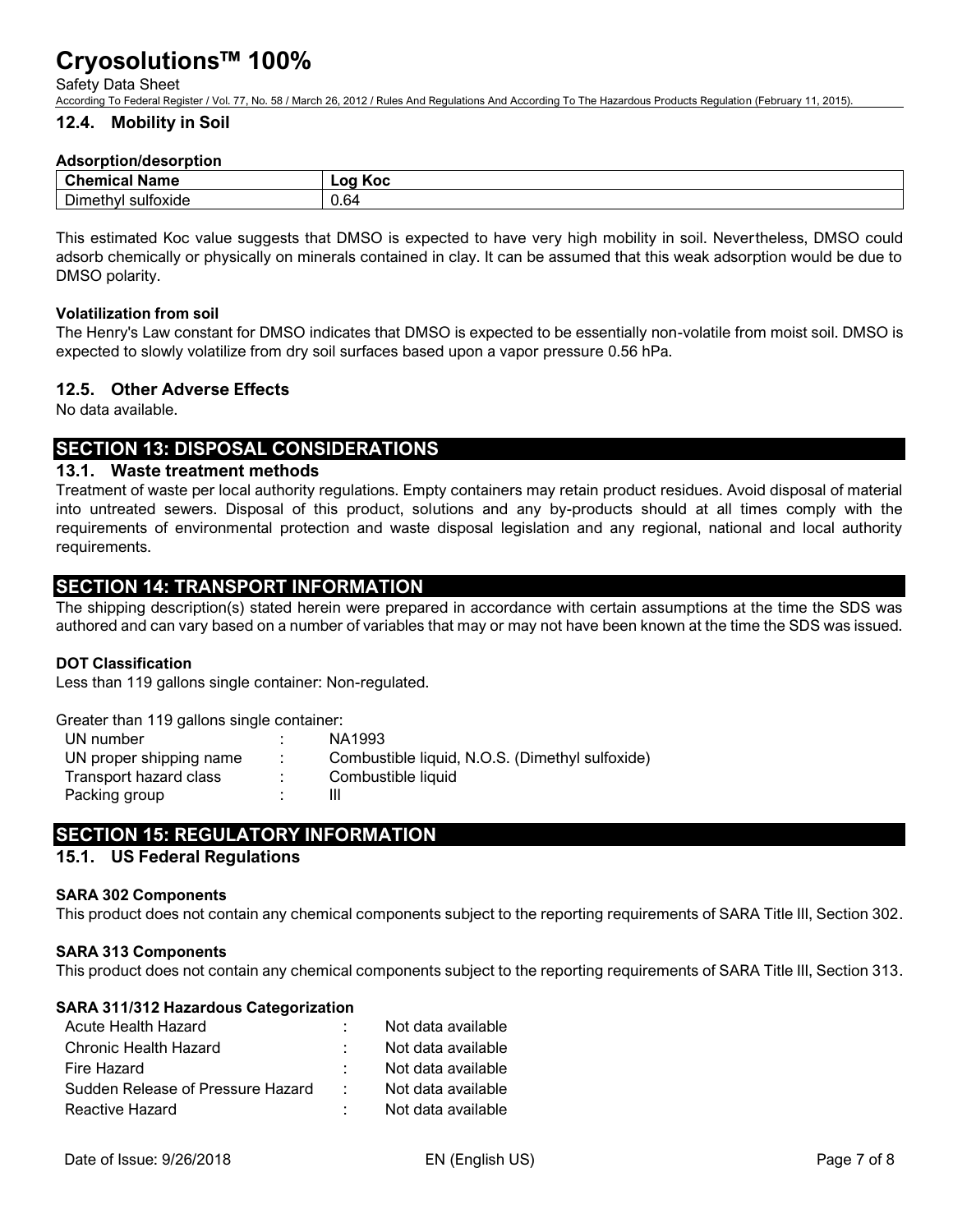### 12.4. Mobility in Soil

**Adsorption/desorption**

| Chemical Name | Log Koc |
| --- | --- |
| Dimethyl sulfoxide | 0.64 |

This estimated Koc value suggests that DMSO is expected to have very high mobility in soil. Nevertheless, DMSO could adsorb chemically or physically on minerals contained in clay. It can be assumed that this weak adsorption would be due to DMSO polarity.

**Volatilization from soil**

The Henry's Law constant for DMSO indicates that DMSO is expected to be essentially non-volatile from moist soil. DMSO is expected to slowly volatilize from dry soil surfaces based upon a vapor pressure 0.56 hPa.

### 12.5. Other Adverse Effects

No data available.

## SECTION 13: DISPOSAL CONSIDERATIONS

### 13.1. Waste treatment methods

Treatment of waste per local authority regulations. Empty containers may retain product residues. Avoid disposal of material into untreated sewers. Disposal of this product, solutions and any by-products should at all times comply with the requirements of environmental protection and waste disposal legislation and any regional, national and local authority requirements.

## SECTION 14: TRANSPORT INFORMATION

The shipping description(s) stated herein were prepared in accordance with certain assumptions at the time the SDS was authored and can vary based on a number of variables that may or may not have been known at the time the SDS was issued.

**DOT Classification**

Less than 119 gallons single container: Non-regulated.

Greater than 119 gallons single container:

| | | |
| --- | --- | --- |
| UN number | : | NA1993 |
| UN proper shipping name | : | Combustible liquid, N.O.S. (Dimethyl sulfoxide) |
| Transport hazard class | : | Combustible liquid |
| Packing group | : | III |

## SECTION 15: REGULATORY INFORMATION

### 15.1. US Federal Regulations

**SARA 302 Components**

This product does not contain any chemical components subject to the reporting requirements of SARA Title III, Section 302.

**SARA 313 Components**

This product does not contain any chemical components subject to the reporting requirements of SARA Title III, Section 313.

**SARA 311/312 Hazardous Categorization**

| | | |
| --- | --- | --- |
| Acute Health Hazard | : | Not data available |
| Chronic Health Hazard | : | Not data available |
| Fire Hazard | : | Not data available |
| Sudden Release of Pressure Hazard | : | Not data available |
| Reactive Hazard | : | Not data available |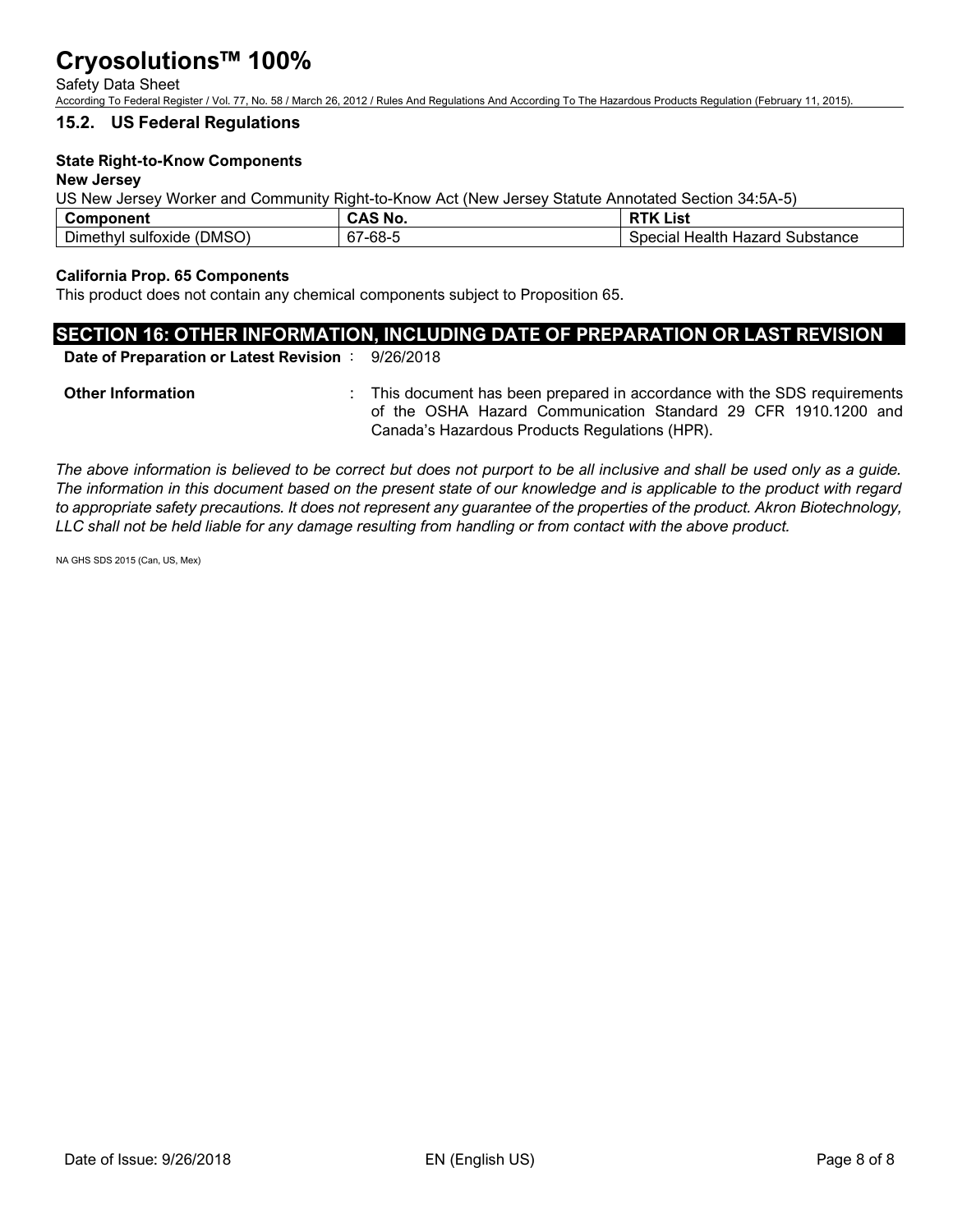## 15.2. US Federal Regulations

**State Right-to-Know Components**

**New Jersey**

US New Jersey Worker and Community Right-to-Know Act (New Jersey Statute Annotated Section 34:5A-5)

| Component | CAS No. | RTK List |
|---|---|---|
| Dimethyl sulfoxide (DMSO) | 67-68-5 | Special Health Hazard Substance |

**California Prop. 65 Components**

This product does not contain any chemical components subject to Proposition 65.

## SECTION 16: OTHER INFORMATION, INCLUDING DATE OF PREPARATION OR LAST REVISION

**Date of Preparation or Latest Revision** : 9/26/2018

**Other Information** : This document has been prepared in accordance with the SDS requirements of the OSHA Hazard Communication Standard 29 CFR 1910.1200 and Canada's Hazardous Products Regulations (HPR).

*The above information is believed to be correct but does not purport to be all inclusive and shall be used only as a guide. The information in this document based on the present state of our knowledge and is applicable to the product with regard to appropriate safety precautions. It does not represent any guarantee of the properties of the product. Akron Biotechnology, LLC shall not be held liable for any damage resulting from handling or from contact with the above product.*

NA GHS SDS 2015 (Can, US, Mex)